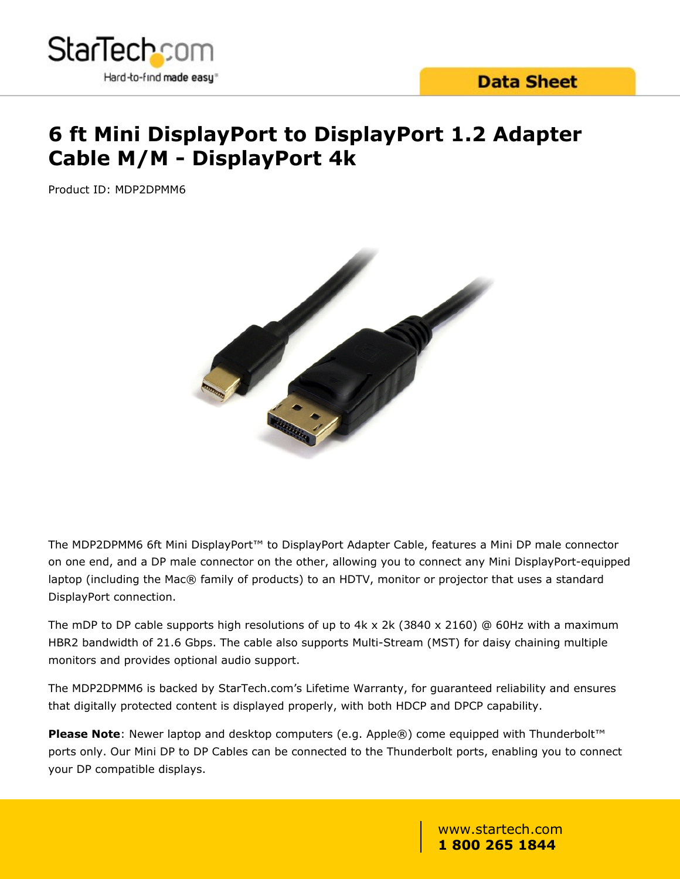Data Sheet

# 6 ft Mini DisplayPort to DisplayPort 1.2 Adapter Cable M/M - DisplayPort 4k

Product ID: MDP2DPMM6

The MDP2DPMM6 6ft Mini DisplayPort™ to DisplayPort Adapter Cable, features a Mini DP male connector on one end, and a DP male connector on the other, allowing you to connect any Mini DisplayPort-equipped laptop (including the Mac® family of products) to an HDTV, monitor or projector that uses a standard DisplayPort connection.

The mDP to DP cable supports high resolutions of up to 4k x 2k (3840 x 2160) @ 60Hz with a maximum HBR2 bandwidth of 21.6 Gbps. The cable also supports Multi-Stream (MST) for daisy chaining multiple monitors and provides optional audio support.

The MDP2DPMM6 is backed by StarTech.com's Lifetime Warranty, for guaranteed reliability and ensures that digitally protected content is displayed properly, with both HDCP and DPCP capability.

**Please Note**: Newer laptop and desktop computers (e.g. Apple®) come equipped with Thunderbolt™ ports only. Our Mini DP to DP Cables can be connected to the Thunderbolt ports, enabling you to connect your DP compatible displays.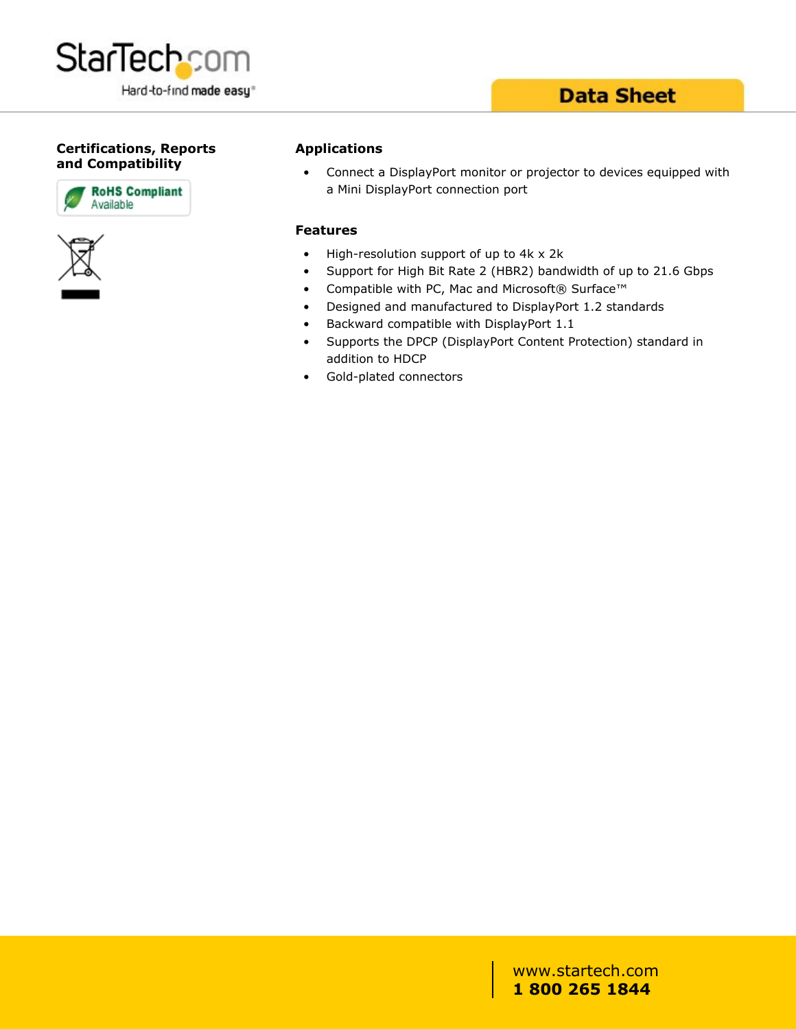## Certifications, Reports and Compatibility

RoHS Compliant Available

## Applications

- Connect a DisplayPort monitor or projector to devices equipped with a Mini DisplayPort connection port

## Features

- High-resolution support of up to 4k x 2k
- Support for High Bit Rate 2 (HBR2) bandwidth of up to 21.6 Gbps
- Compatible with PC, Mac and Microsoft® Surface™
- Designed and manufactured to DisplayPort 1.2 standards
- Backward compatible with DisplayPort 1.1
- Supports the DPCP (DisplayPort Content Protection) standard in addition to HDCP
- Gold-plated connectors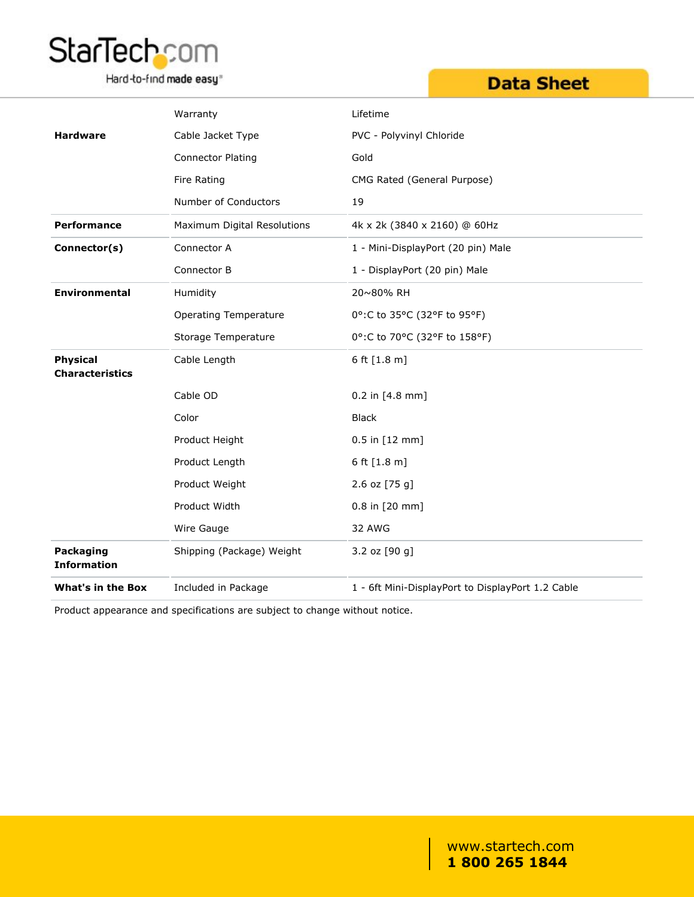| | | |
|---|---|---|
| **Hardware** | Warranty | Lifetime |
| | Cable Jacket Type | PVC - Polyvinyl Chloride |
| | Connector Plating | Gold |
| | Fire Rating | CMG Rated (General Purpose) |
| | Number of Conductors | 19 |
| **Performance** | Maximum Digital Resolutions | 4k x 2k (3840 x 2160) @ 60Hz |
| **Connector(s)** | Connector A | 1 - Mini-DisplayPort (20 pin) Male |
| | Connector B | 1 - DisplayPort (20 pin) Male |
| **Environmental** | Humidity | 20~80% RH |
| | Operating Temperature | 0°:C to 35°C (32°F to 95°F) |
| | Storage Temperature | 0°:C to 70°C (32°F to 158°F) |
| **Physical Characteristics** | Cable Length | 6 ft [1.8 m] |
| | Cable OD | 0.2 in [4.8 mm] |
| | Color | Black |
| | Product Height | 0.5 in [12 mm] |
| | Product Length | 6 ft [1.8 m] |
| | Product Weight | 2.6 oz [75 g] |
| | Product Width | 0.8 in [20 mm] |
| | Wire Gauge | 32 AWG |
| **Packaging Information** | Shipping (Package) Weight | 3.2 oz [90 g] |
| **What's in the Box** | Included in Package | 1 - 6ft Mini-DisplayPort to DisplayPort 1.2 Cable |

Product appearance and specifications are subject to change without notice.